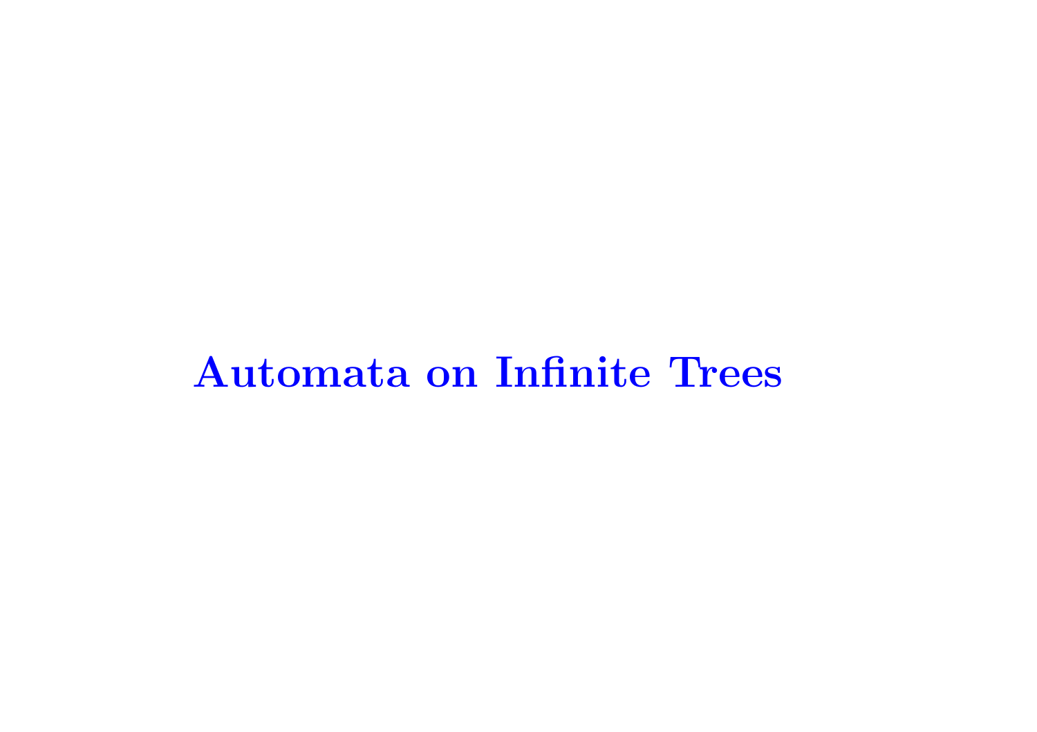# Automata on Infinite Trees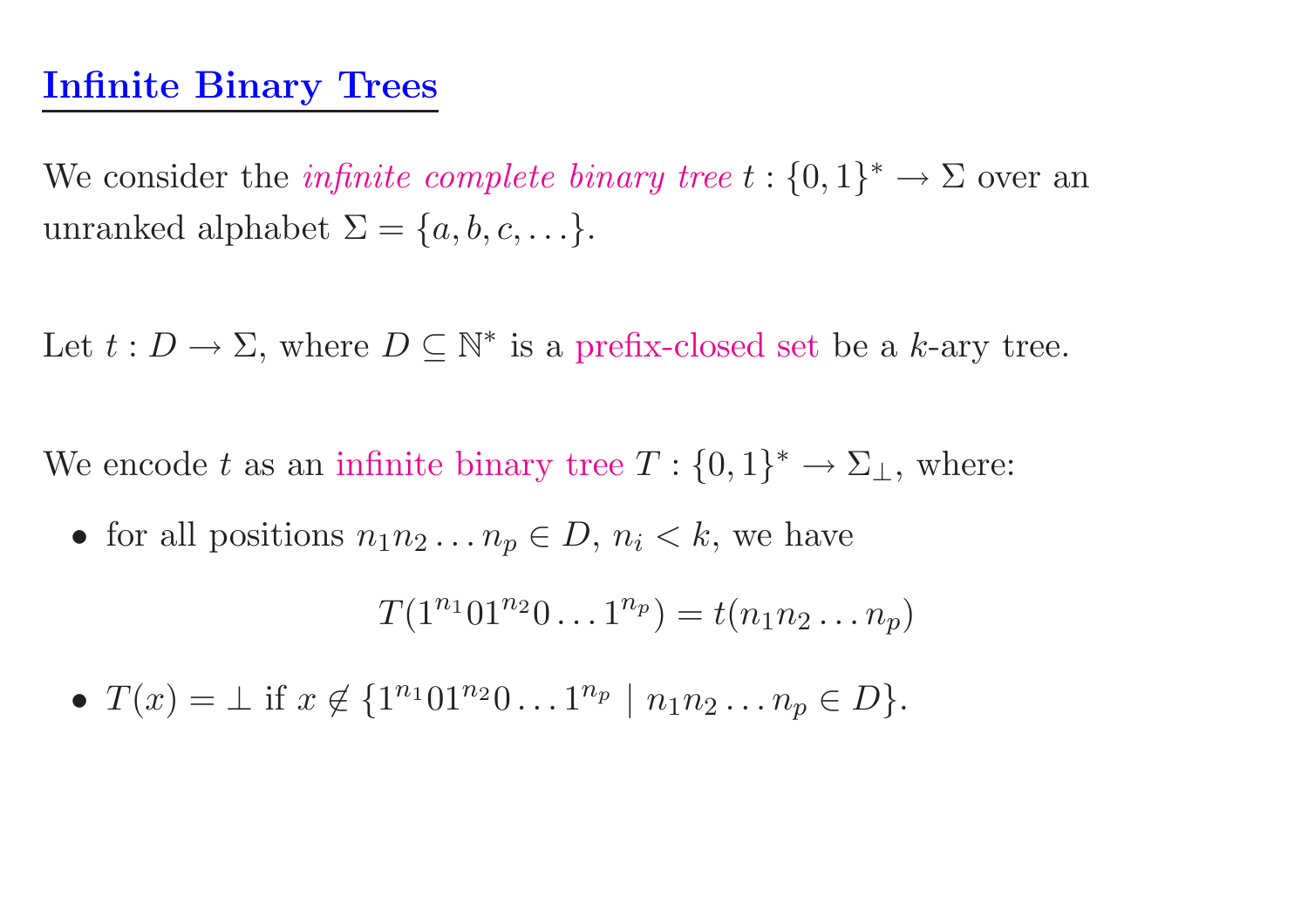# Infinite Binary Trees

We consider the *infinite complete binary tree* $t : \{0,1\}^* \to \Sigma$ over an unranked alphabet $\Sigma = \{a, b, c, \ldots\}$.

Let $t : D \to \Sigma$, where $D \subseteq \mathbb{N}^*$ is a prefix-closed set be a $k$-ary tree.

We encode $t$ as an infinite binary tree $T : \{0,1\}^* \to \Sigma_\perp$, where:

- for all positions $n_1 n_2 \ldots n_p \in D$, $n_i < k$, we have

$$T(1^{n_1} 0 1^{n_2} 0 \ldots 1^{n_p}) = t(n_1 n_2 \ldots n_p)$$

- $T(x) = \perp$ if $x \notin \{1^{n_1} 0 1^{n_2} 0 \ldots 1^{n_p} \mid n_1 n_2 \ldots n_p \in D\}$.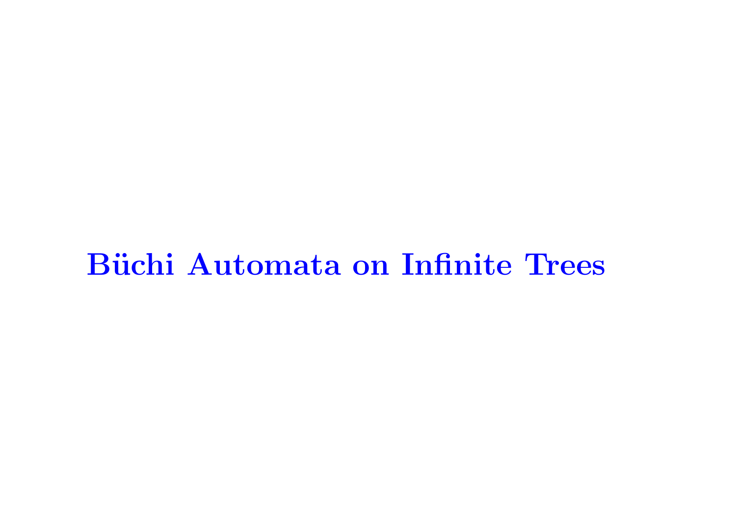# Büchi Automata on Infinite Trees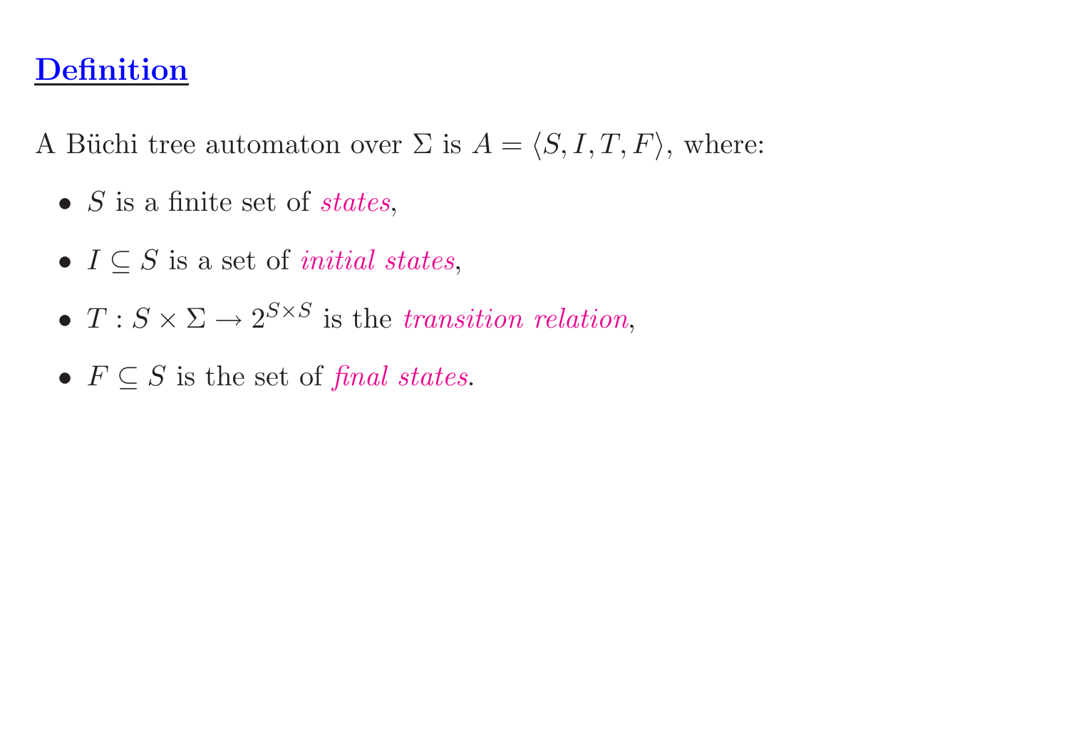## Definition

A Büchi tree automaton over $\Sigma$ is $A = \langle S, I, T, F \rangle$, where:

- $S$ is a finite set of *states*,
- $I \subseteq S$ is a set of *initial states*,
- $T : S \times \Sigma \rightarrow 2^{S \times S}$ is the *transition relation*,
- $F \subseteq S$ is the set of *final states*.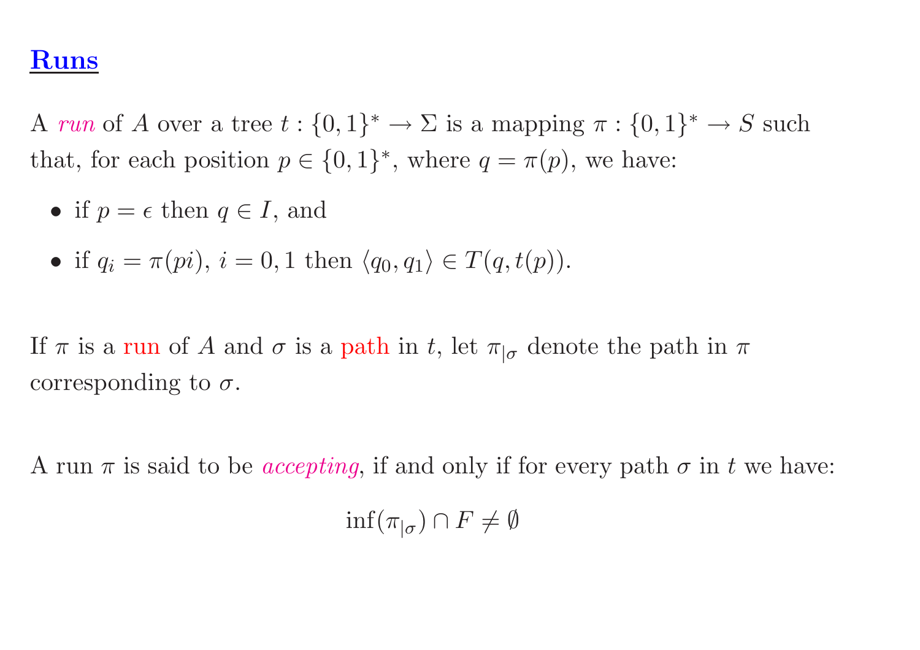## Runs

A *run* of $A$ over a tree $t : \{0,1\}^* \to \Sigma$ is a mapping $\pi : \{0,1\}^* \to S$ such that, for each position $p \in \{0,1\}^*$, where $q = \pi(p)$, we have:

- if $p = \epsilon$ then $q \in I$, and
- if $q_i = \pi(pi)$, $i = 0, 1$ then $\langle q_0, q_1 \rangle \in T(q, t(p))$.

If $\pi$ is a run of $A$ and $\sigma$ is a path in $t$, let $\pi_{|\sigma}$ denote the path in $\pi$ corresponding to $\sigma$.

A run $\pi$ is said to be *accepting*, if and only if for every path $\sigma$ in $t$ we have:

$$\inf(\pi_{|\sigma}) \cap F \neq \emptyset$$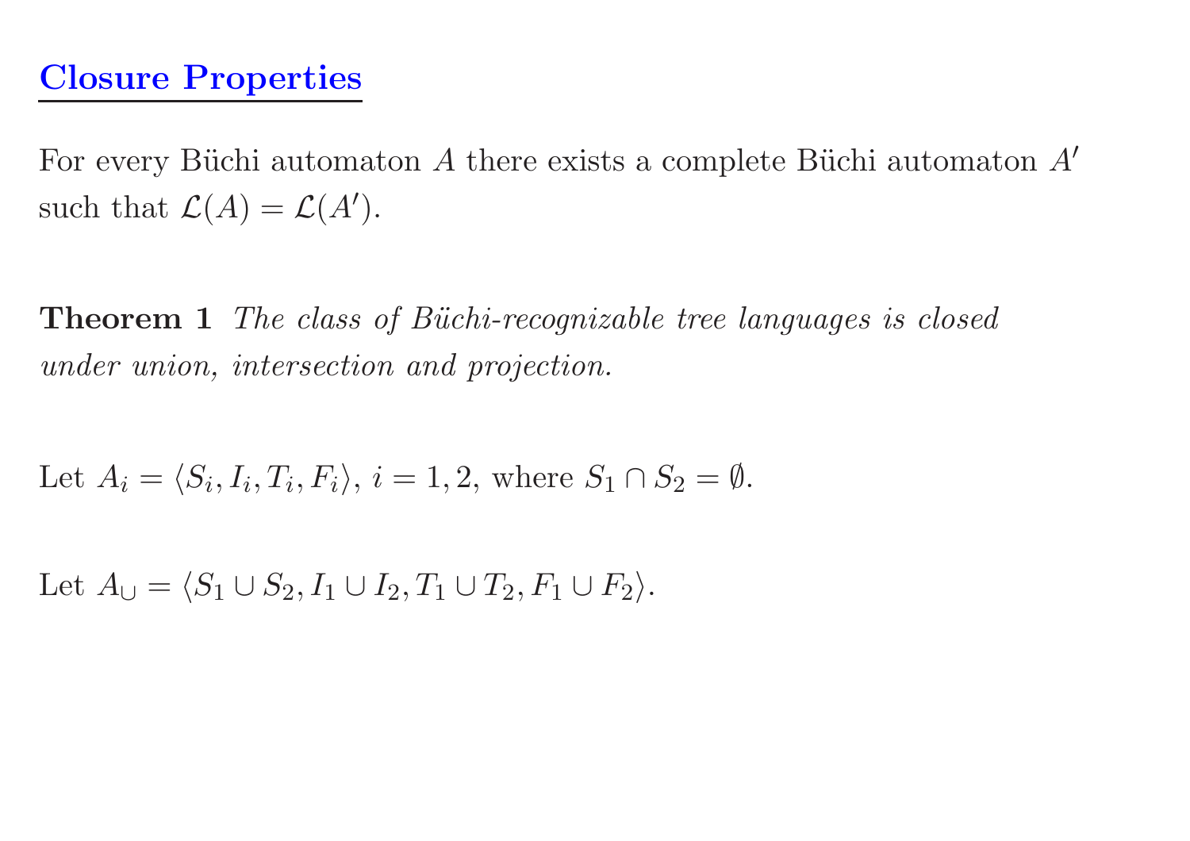## Closure Properties

For every Büchi automaton $A$ there exists a complete Büchi automaton $A'$ such that $\mathcal{L}(A) = \mathcal{L}(A')$.

**Theorem 1** *The class of Büchi-recognizable tree languages is closed under union, intersection and projection.*

Let $A_i = \langle S_i, I_i, T_i, F_i \rangle$, $i = 1, 2$, where $S_1 \cap S_2 = \emptyset$.

Let $A_\cup = \langle S_1 \cup S_2, I_1 \cup I_2, T_1 \cup T_2, F_1 \cup F_2 \rangle$.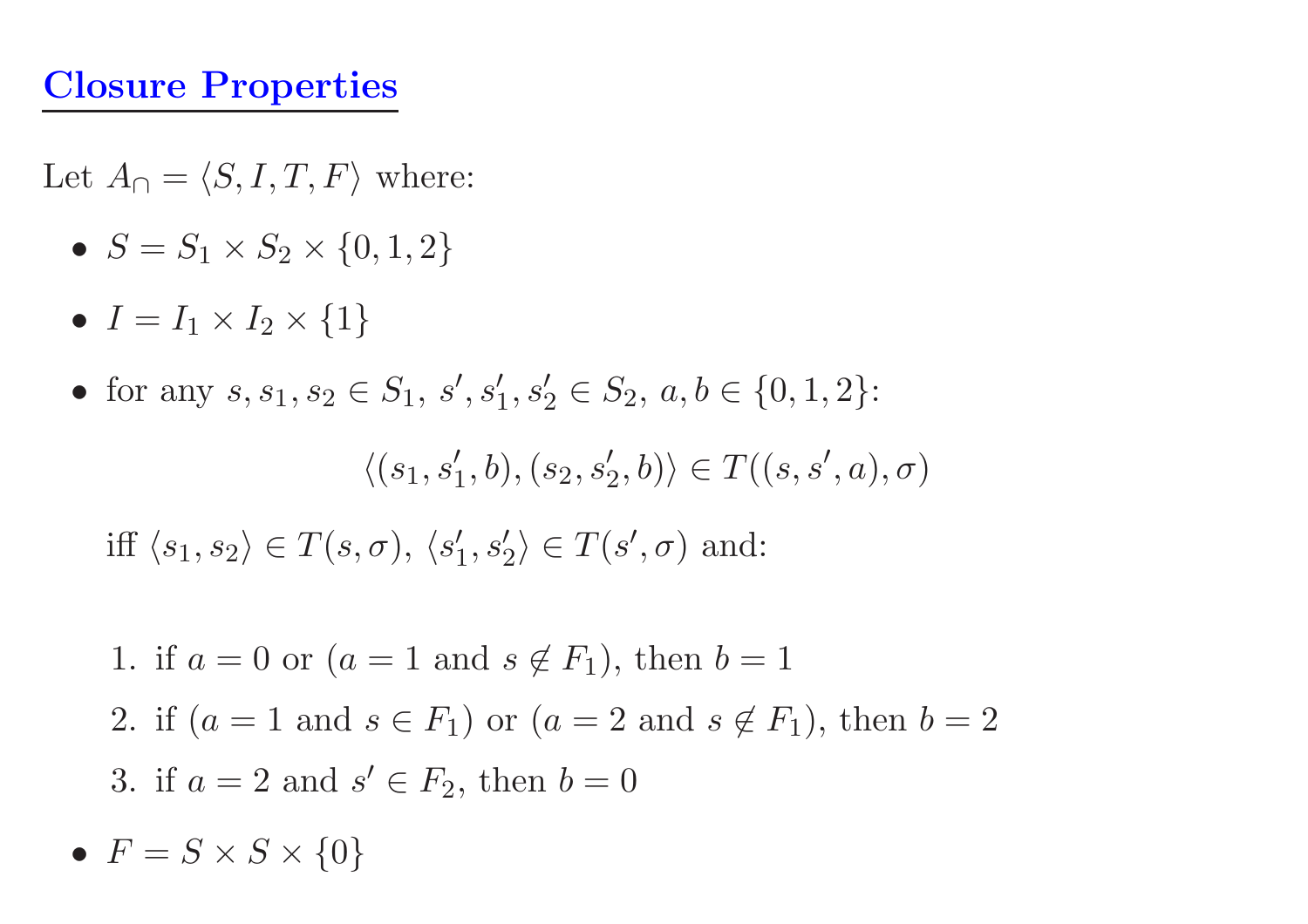## Closure Properties

Let $A_\cap = \langle S, I, T, F \rangle$ where:

- $S = S_1 \times S_2 \times \{0, 1, 2\}$
- $I = I_1 \times I_2 \times \{1\}$
- for any $s, s_1, s_2 \in S_1,\ s', s'_1, s'_2 \in S_2,\ a, b \in \{0, 1, 2\}$:

  $$\langle (s_1, s'_1, b), (s_2, s'_2, b) \rangle \in T((s, s', a), \sigma)$$

  iff $\langle s_1, s_2 \rangle \in T(s, \sigma)$, $\langle s'_1, s'_2 \rangle \in T(s', \sigma)$ and:

  1. if $a = 0$ or ($a = 1$ and $s \notin F_1$), then $b = 1$
  2. if ($a = 1$ and $s \in F_1$) or ($a = 2$ and $s \notin F_1$), then $b = 2$
  3. if $a = 2$ and $s' \in F_2$, then $b = 0$

- $F = S \times S \times \{0\}$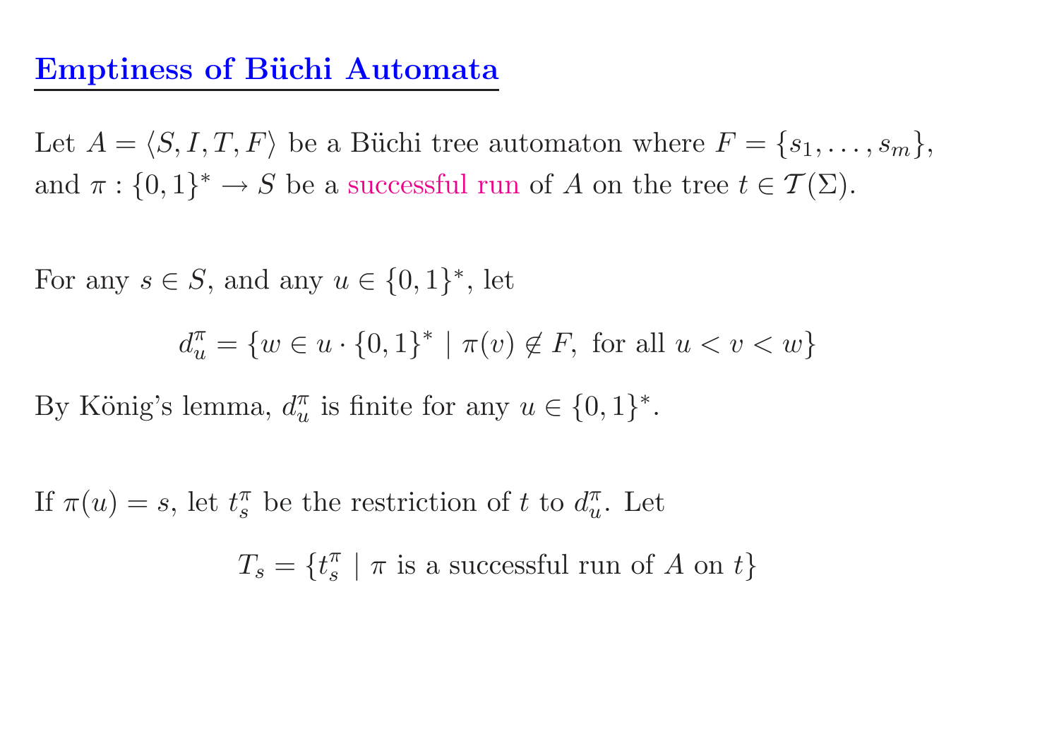## Emptiness of Büchi Automata

Let $A = \langle S, I, T, F \rangle$ be a Büchi tree automaton where $F = \{s_1, \ldots, s_m\}$, and $\pi : \{0,1\}^* \to S$ be a successful run of $A$ on the tree $t \in \mathcal{T}(\Sigma)$.

For any $s \in S$, and any $u \in \{0,1\}^*$, let

$$d_u^\pi = \{w \in u \cdot \{0,1\}^* \mid \pi(v) \notin F, \text{ for all } u < v < w\}$$

By König's lemma, $d_u^\pi$ is finite for any $u \in \{0,1\}^*$.

If $\pi(u) = s$, let $t_s^\pi$ be the restriction of $t$ to $d_u^\pi$. Let

$$T_s = \{t_s^\pi \mid \pi \text{ is a successful run of } A \text{ on } t\}$$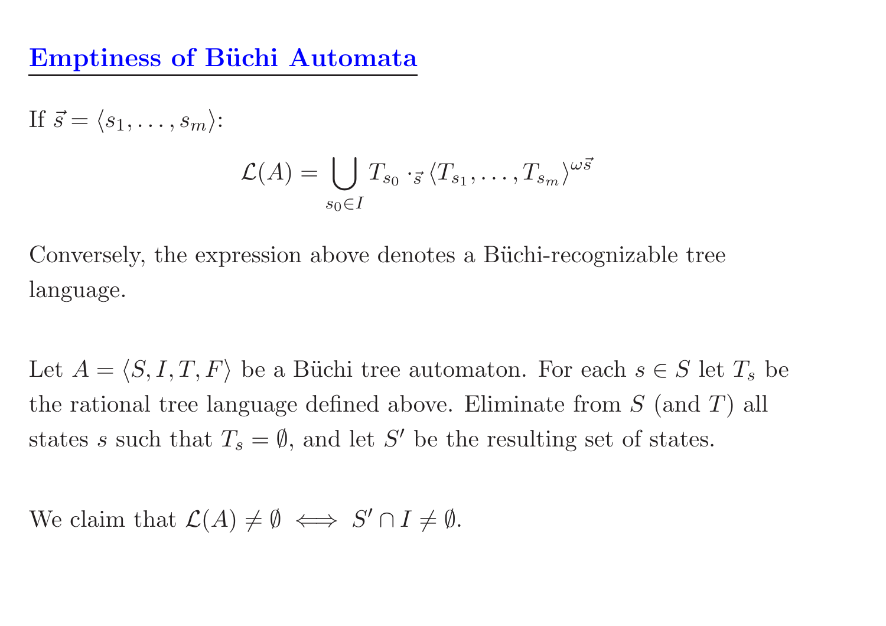# Emptiness of Büchi Automata

If $\vec{s} = \langle s_1, \ldots, s_m \rangle$:

$$\mathcal{L}(A) = \bigcup_{s_0 \in I} T_{s_0} \cdot_{\vec{s}} \langle T_{s_1}, \ldots, T_{s_m} \rangle^{\omega \vec{s}}$$

Conversely, the expression above denotes a Büchi-recognizable tree language.

Let $A = \langle S, I, T, F \rangle$ be a Büchi tree automaton. For each $s \in S$ let $T_s$ be the rational tree language defined above. Eliminate from $S$ (and $T$) all states $s$ such that $T_s = \emptyset$, and let $S'$ be the resulting set of states.

We claim that $\mathcal{L}(A) \neq \emptyset \iff S' \cap I \neq \emptyset$.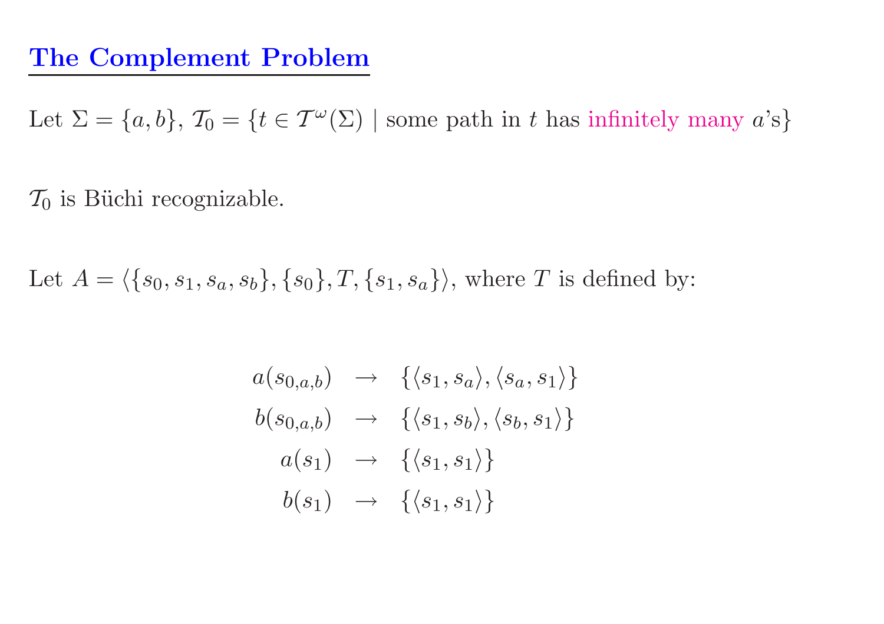## The Complement Problem

Let $\Sigma = \{a, b\}$, $\mathcal{T}_0 = \{t \in \mathcal{T}^\omega(\Sigma) \mid \text{some path in } t \text{ has infinitely many } a\text{'s}\}$

$\mathcal{T}_0$ is Büchi recognizable.

Let $A = \langle \{s_0, s_1, s_a, s_b\}, \{s_0\}, T, \{s_1, s_a\} \rangle$, where $T$ is defined by:

$$
\begin{aligned}
a(s_{0,a,b}) &\rightarrow \{\langle s_1, s_a \rangle, \langle s_a, s_1 \rangle\} \\
b(s_{0,a,b}) &\rightarrow \{\langle s_1, s_b \rangle, \langle s_b, s_1 \rangle\} \\
a(s_1) &\rightarrow \{\langle s_1, s_1 \rangle\} \\
b(s_1) &\rightarrow \{\langle s_1, s_1 \rangle\}
\end{aligned}
$$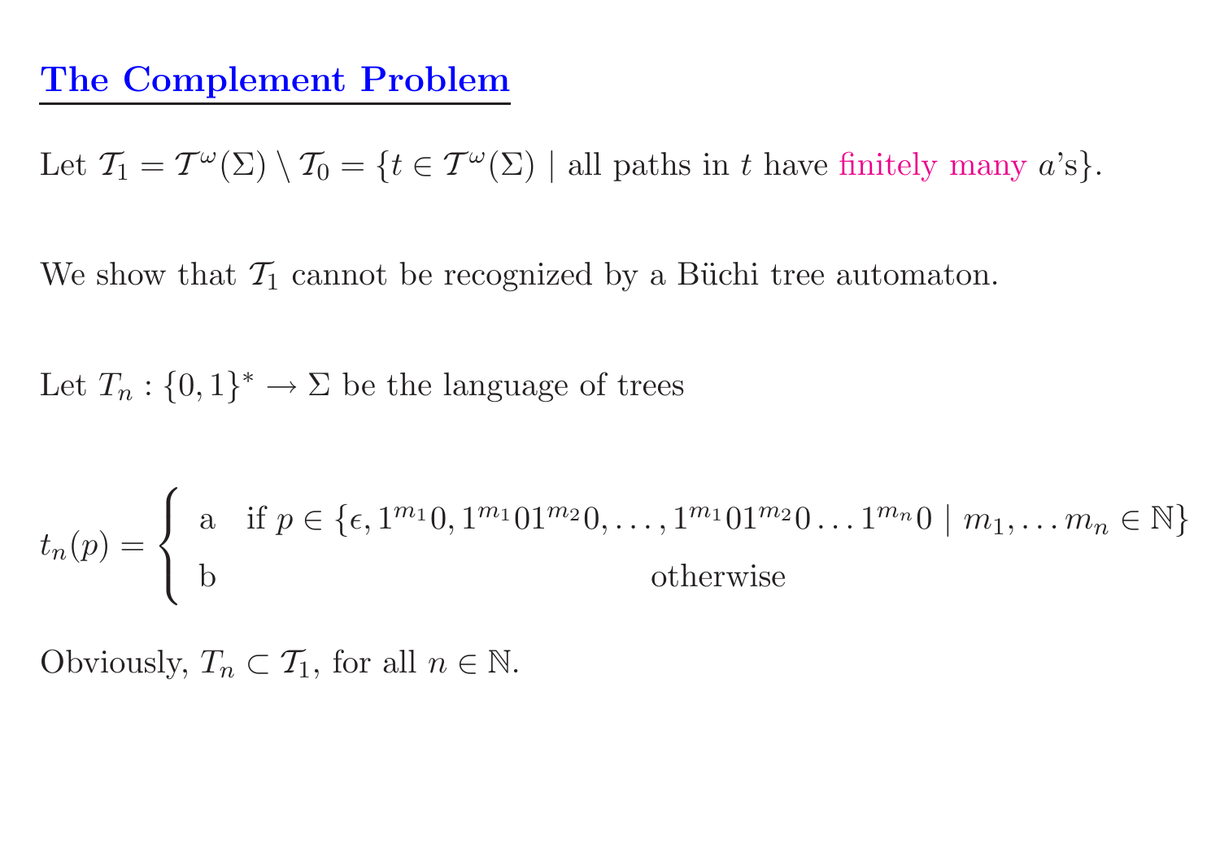## The Complement Problem

Let $\mathcal{T}_1 = \mathcal{T}^\omega(\Sigma) \setminus \mathcal{T}_0 = \{t \in \mathcal{T}^\omega(\Sigma) \mid \text{all paths in } t \text{ have finitely many } a\text{'s}\}$.

We show that $\mathcal{T}_1$ cannot be recognized by a Büchi tree automaton.

Let $T_n : \{0,1\}^* \to \Sigma$ be the language of trees

$$t_n(p) = \begin{cases} \text{a} & \text{if } p \in \{\epsilon, 1^{m_1}0, 1^{m_1}01^{m_2}0, \ldots, 1^{m_1}01^{m_2}0 \ldots 1^{m_n}0 \mid m_1, \ldots m_n \in \mathbb{N}\} \\ \text{b} & \text{otherwise} \end{cases}$$

Obviously, $T_n \subset \mathcal{T}_1$, for all $n \in \mathbb{N}$.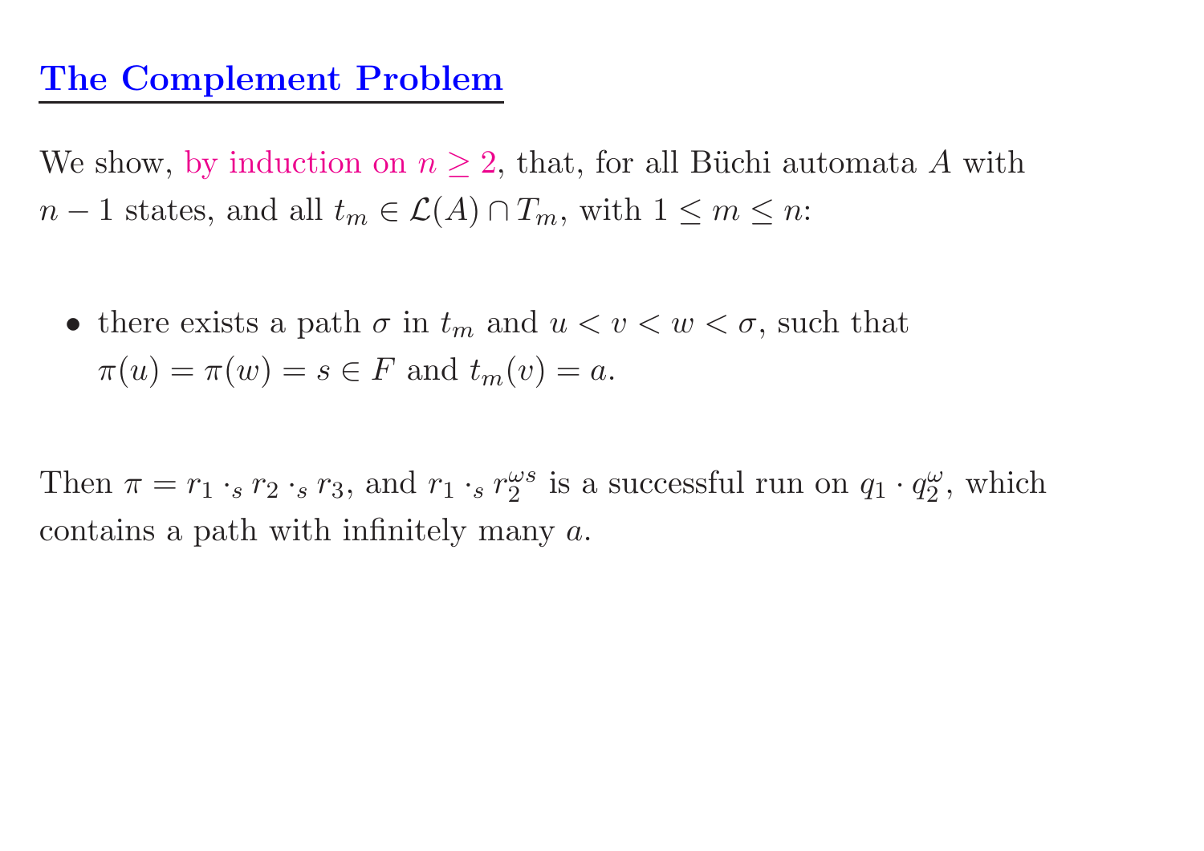## The Complement Problem

We show, by induction on $n \geq 2$, that, for all Büchi automata $A$ with $n-1$ states, and all $t_m \in \mathcal{L}(A) \cap T_m$, with $1 \leq m \leq n$:

- there exists a path $\sigma$ in $t_m$ and $u < v < w < \sigma$, such that $\pi(u) = \pi(w) = s \in F$ and $t_m(v) = a$.

Then $\pi = r_1 \cdot_s r_2 \cdot_s r_3$, and $r_1 \cdot_s r_2^{\omega s}$ is a successful run on $q_1 \cdot q_2^{\omega}$, which contains a path with infinitely many $a$.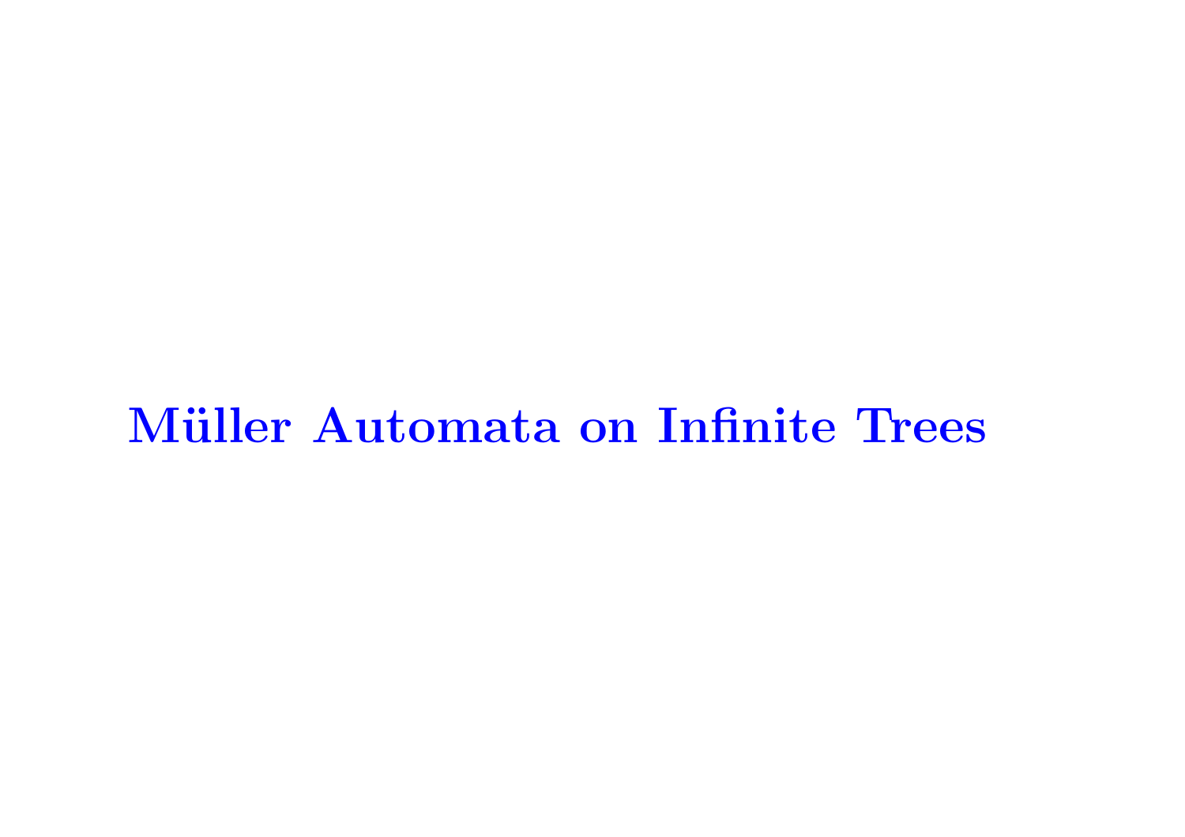# Müller Automata on Infinite Trees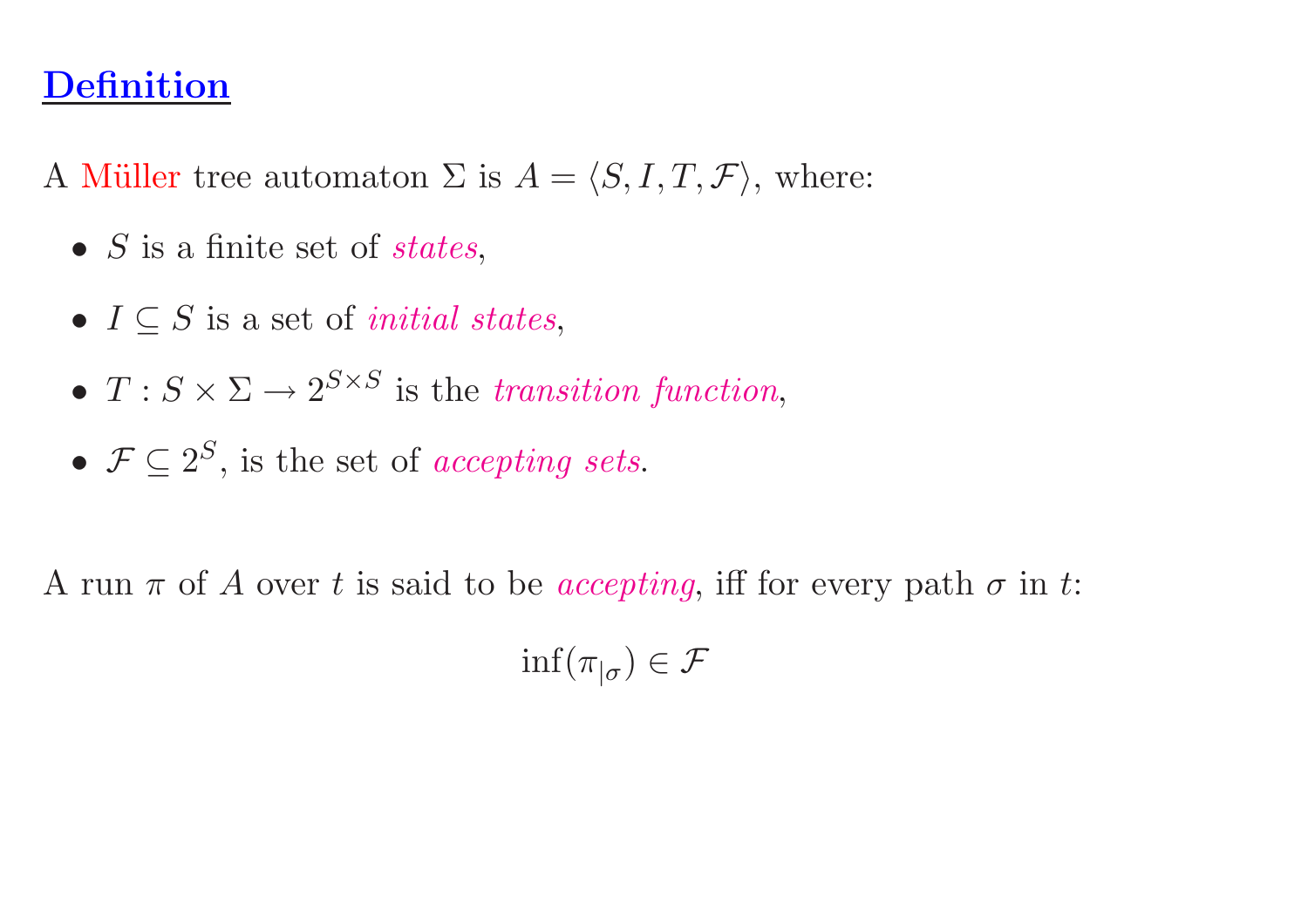## Definition

A Müller tree automaton $\Sigma$ is $A = \langle S, I, T, \mathcal{F} \rangle$, where:

- $S$ is a finite set of *states*,
- $I \subseteq S$ is a set of *initial states*,
- $T : S \times \Sigma \rightarrow 2^{S \times S}$ is the *transition function*,
- $\mathcal{F} \subseteq 2^S$, is the set of *accepting sets*.

A run $\pi$ of $A$ over $t$ is said to be *accepting*, iff for every path $\sigma$ in $t$:

$$\inf(\pi_{|\sigma}) \in \mathcal{F}$$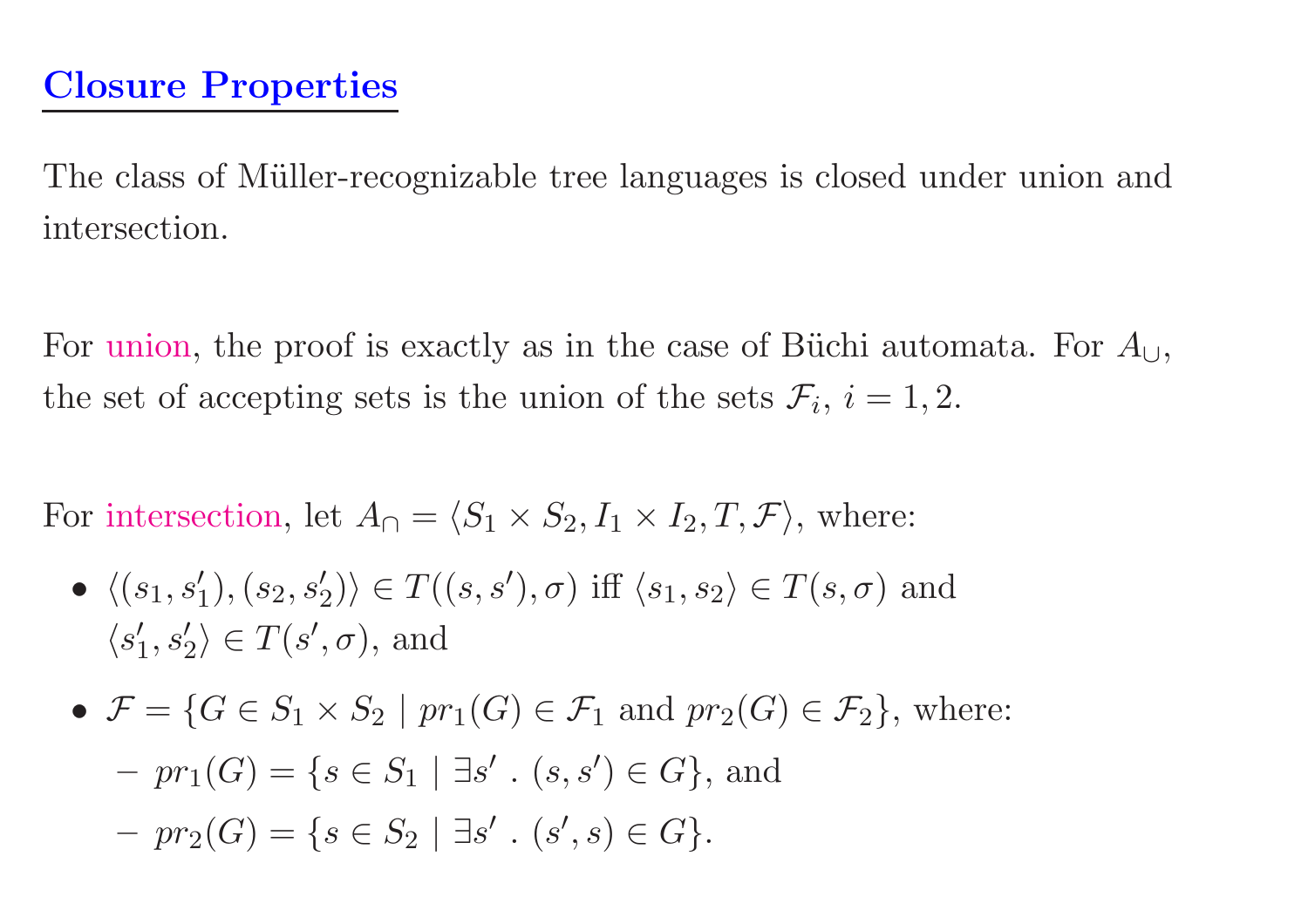## Closure Properties

The class of Müller-recognizable tree languages is closed under union and intersection.

For union, the proof is exactly as in the case of Büchi automata. For $A_\cup$, the set of accepting sets is the union of the sets $\mathcal{F}_i$, $i = 1, 2$.

For intersection, let $A_\cap = \langle S_1 \times S_2, I_1 \times I_2, T, \mathcal{F} \rangle$, where:

- $\langle (s_1, s_1'), (s_2, s_2') \rangle \in T((s, s'), \sigma)$ iff $\langle s_1, s_2 \rangle \in T(s, \sigma)$ and $\langle s_1', s_2' \rangle \in T(s', \sigma)$, and
- $\mathcal{F} = \{G \in S_1 \times S_2 \mid pr_1(G) \in \mathcal{F}_1 \text{ and } pr_2(G) \in \mathcal{F}_2\}$, where:
  - $pr_1(G) = \{s \in S_1 \mid \exists s' \,.\, (s, s') \in G\}$, and
  - $pr_2(G) = \{s \in S_2 \mid \exists s' \,.\, (s', s) \in G\}$.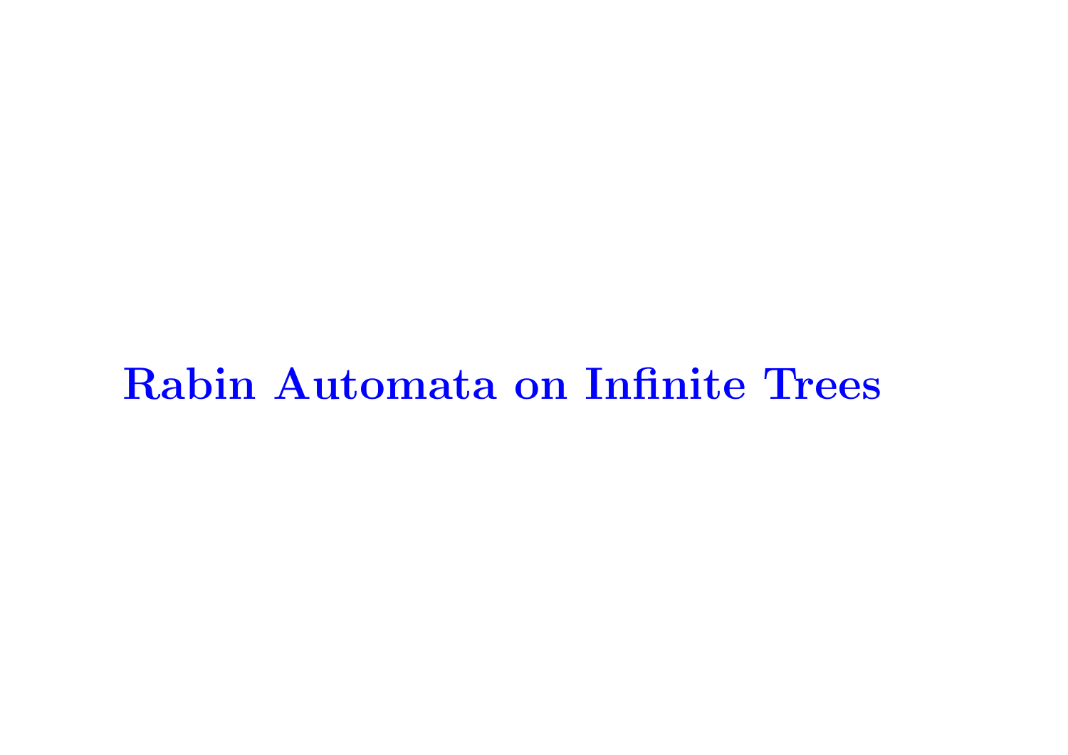# Rabin Automata on Infinite Trees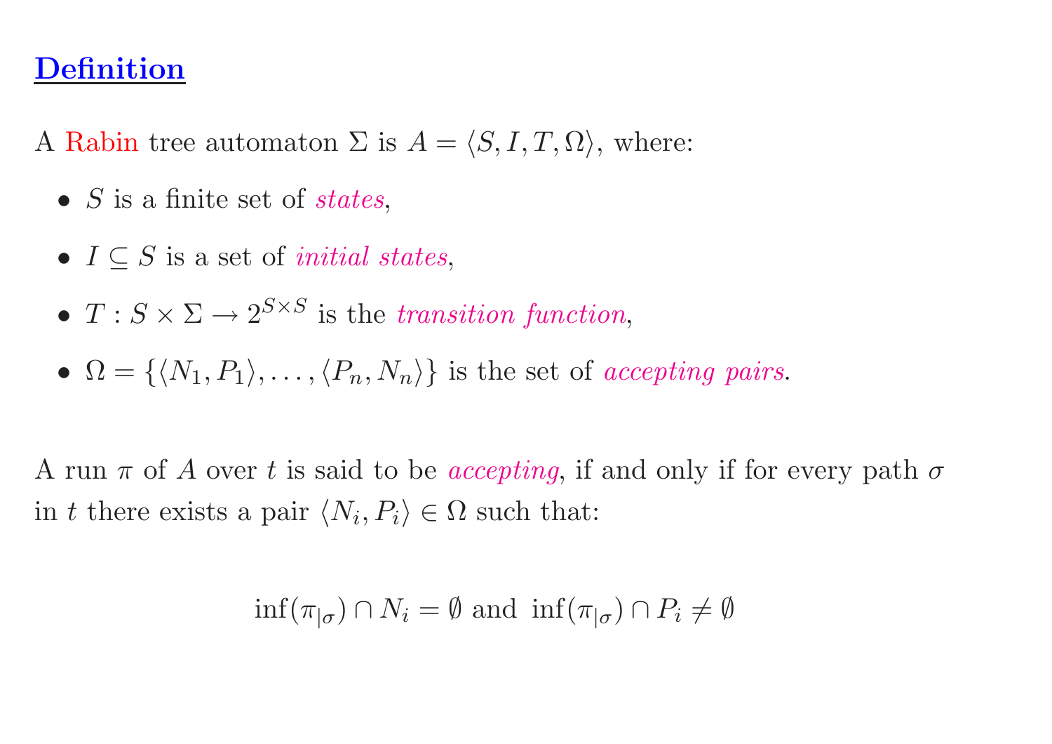## Definition

A Rabin tree automaton $\Sigma$ is $A = \langle S, I, T, \Omega \rangle$, where:

- $S$ is a finite set of *states*,
- $I \subseteq S$ is a set of *initial states*,
- $T : S \times \Sigma \to 2^{S \times S}$ is the *transition function*,
- $\Omega = \{\langle N_1, P_1 \rangle, \ldots, \langle P_n, N_n \rangle\}$ is the set of *accepting pairs*.

A run $\pi$ of $A$ over $t$ is said to be *accepting*, if and only if for every path $\sigma$ in $t$ there exists a pair $\langle N_i, P_i \rangle \in \Omega$ such that:

$$\inf(\pi_{|\sigma}) \cap N_i = \emptyset \text{ and } \inf(\pi_{|\sigma}) \cap P_i \neq \emptyset$$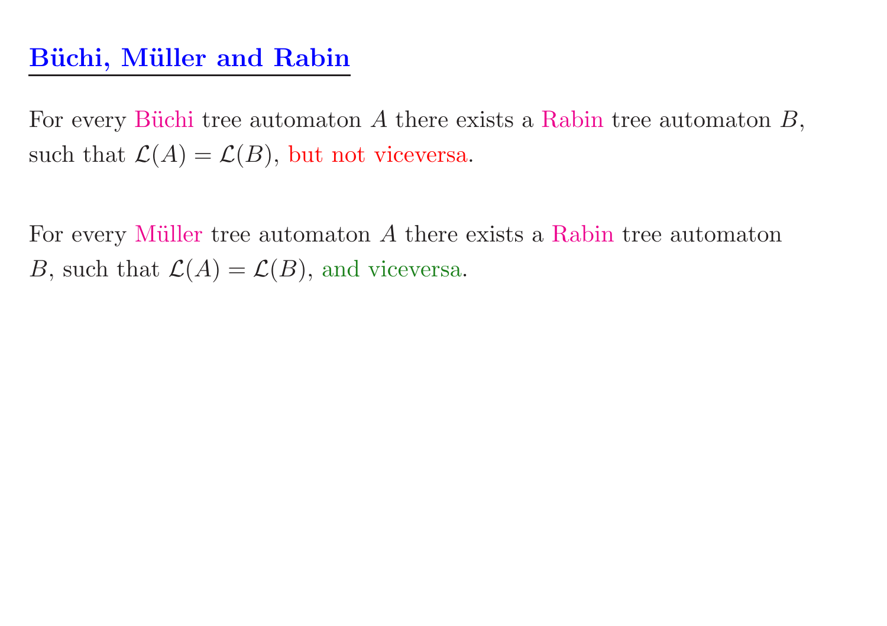## Büchi, Müller and Rabin

For every Büchi tree automaton $A$ there exists a Rabin tree automaton $B$, such that $\mathcal{L}(A) = \mathcal{L}(B)$, but not viceversa.

For every Müller tree automaton $A$ there exists a Rabin tree automaton $B$, such that $\mathcal{L}(A) = \mathcal{L}(B)$, and viceversa.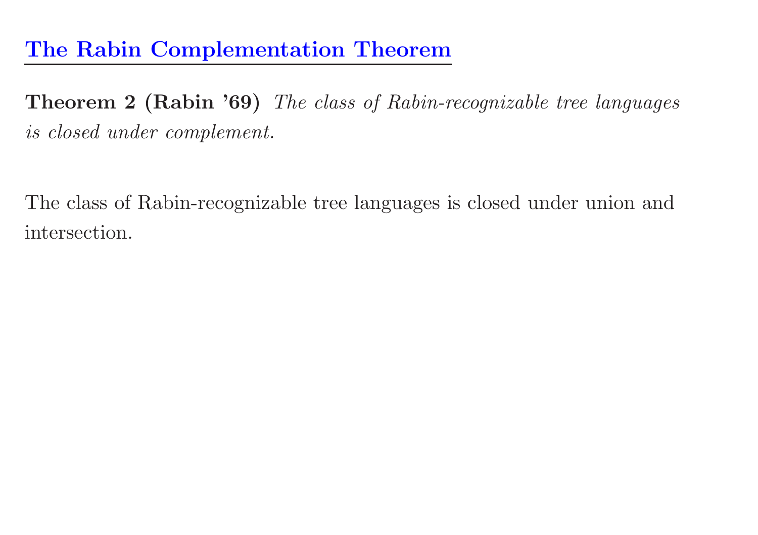## The Rabin Complementation Theorem

**Theorem 2 (Rabin '69)** *The class of Rabin-recognizable tree languages is closed under complement.*

The class of Rabin-recognizable tree languages is closed under union and intersection.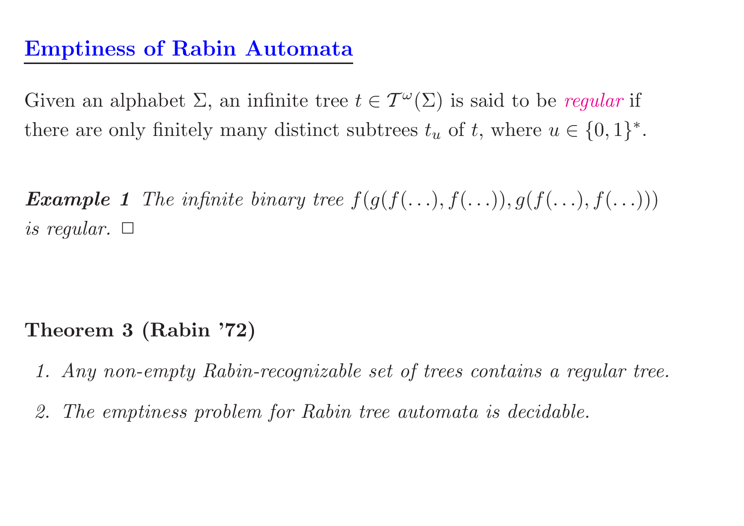## Emptiness of Rabin Automata

Given an alphabet $\Sigma$, an infinite tree $t \in \mathcal{T}^\omega(\Sigma)$ is said to be *regular* if there are only finitely many distinct subtrees $t_u$ of $t$, where $u \in \{0, 1\}^*$.

***Example 1*** *The infinite binary tree* $f(g(f(\ldots), f(\ldots)), g(f(\ldots), f(\ldots)))$ *is regular.* □

**Theorem 3 (Rabin '72)**

1. *Any non-empty Rabin-recognizable set of trees contains a regular tree.*
2. *The emptiness problem for Rabin tree automata is decidable.*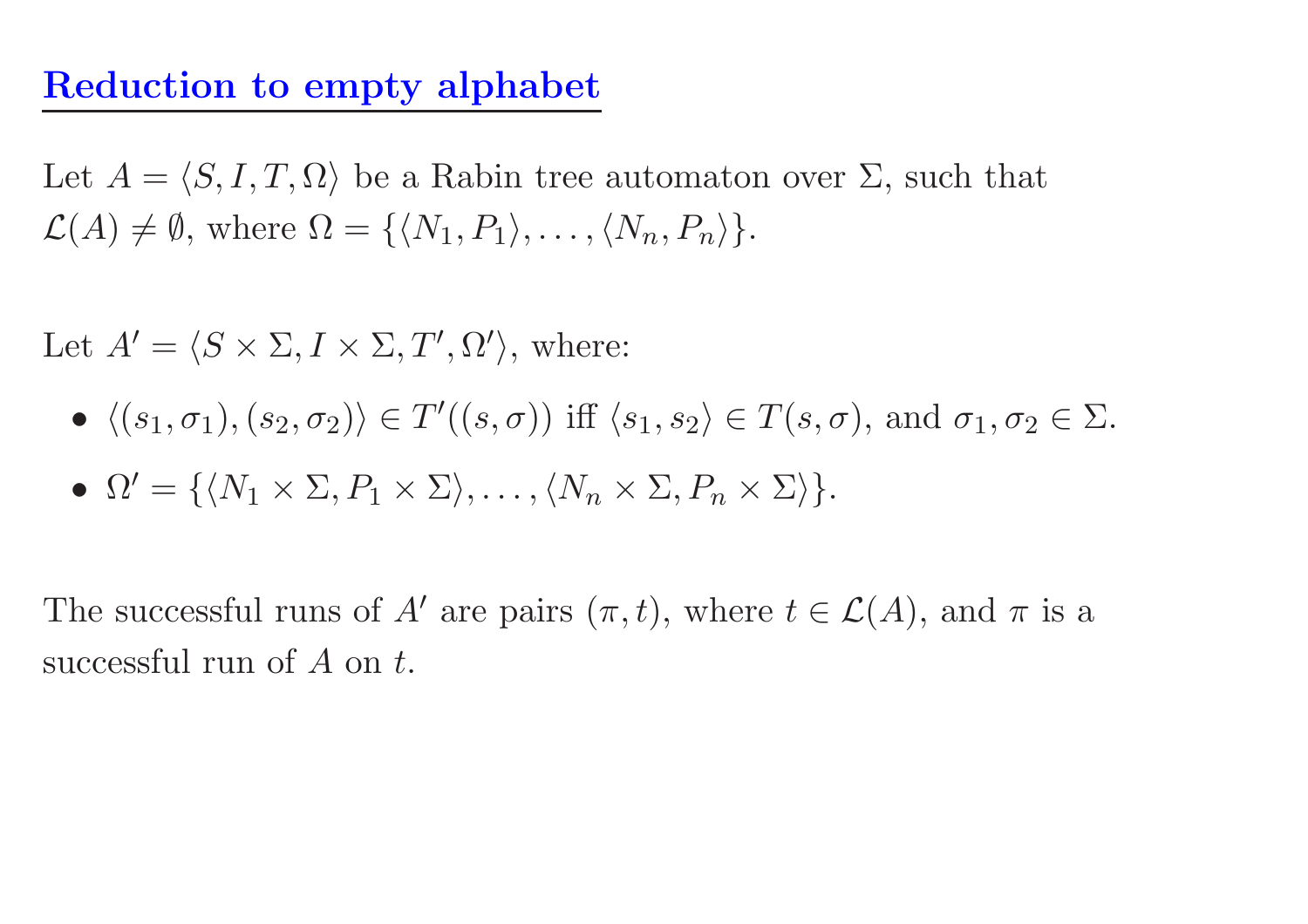## Reduction to empty alphabet

Let $A = \langle S, I, T, \Omega \rangle$ be a Rabin tree automaton over $\Sigma$, such that $\mathcal{L}(A) \neq \emptyset$, where $\Omega = \{\langle N_1, P_1 \rangle, \ldots, \langle N_n, P_n \rangle\}$.

Let $A' = \langle S \times \Sigma, I \times \Sigma, T', \Omega' \rangle$, where:

- $\langle (s_1, \sigma_1), (s_2, \sigma_2) \rangle \in T'((s, \sigma))$ iff $\langle s_1, s_2 \rangle \in T(s, \sigma)$, and $\sigma_1, \sigma_2 \in \Sigma$.
- $\Omega' = \{\langle N_1 \times \Sigma, P_1 \times \Sigma \rangle, \ldots, \langle N_n \times \Sigma, P_n \times \Sigma \rangle\}$.

The successful runs of $A'$ are pairs $(\pi, t)$, where $t \in \mathcal{L}(A)$, and $\pi$ is a successful run of $A$ on $t$.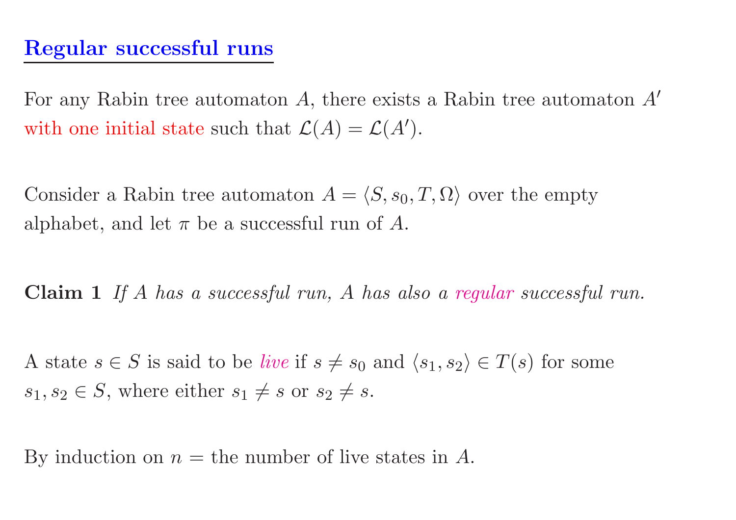## Regular successful runs

For any Rabin tree automaton $A$, there exists a Rabin tree automaton $A'$ with one initial state such that $\mathcal{L}(A) = \mathcal{L}(A')$.

Consider a Rabin tree automaton $A = \langle S, s_0, T, \Omega \rangle$ over the empty alphabet, and let $\pi$ be a successful run of $A$.

**Claim 1** *If $A$ has a successful run, $A$ has also a regular successful run.*

A state $s \in S$ is said to be *live* if $s \neq s_0$ and $\langle s_1, s_2 \rangle \in T(s)$ for some $s_1, s_2 \in S$, where either $s_1 \neq s$ or $s_2 \neq s$.

By induction on $n =$ the number of live states in $A$.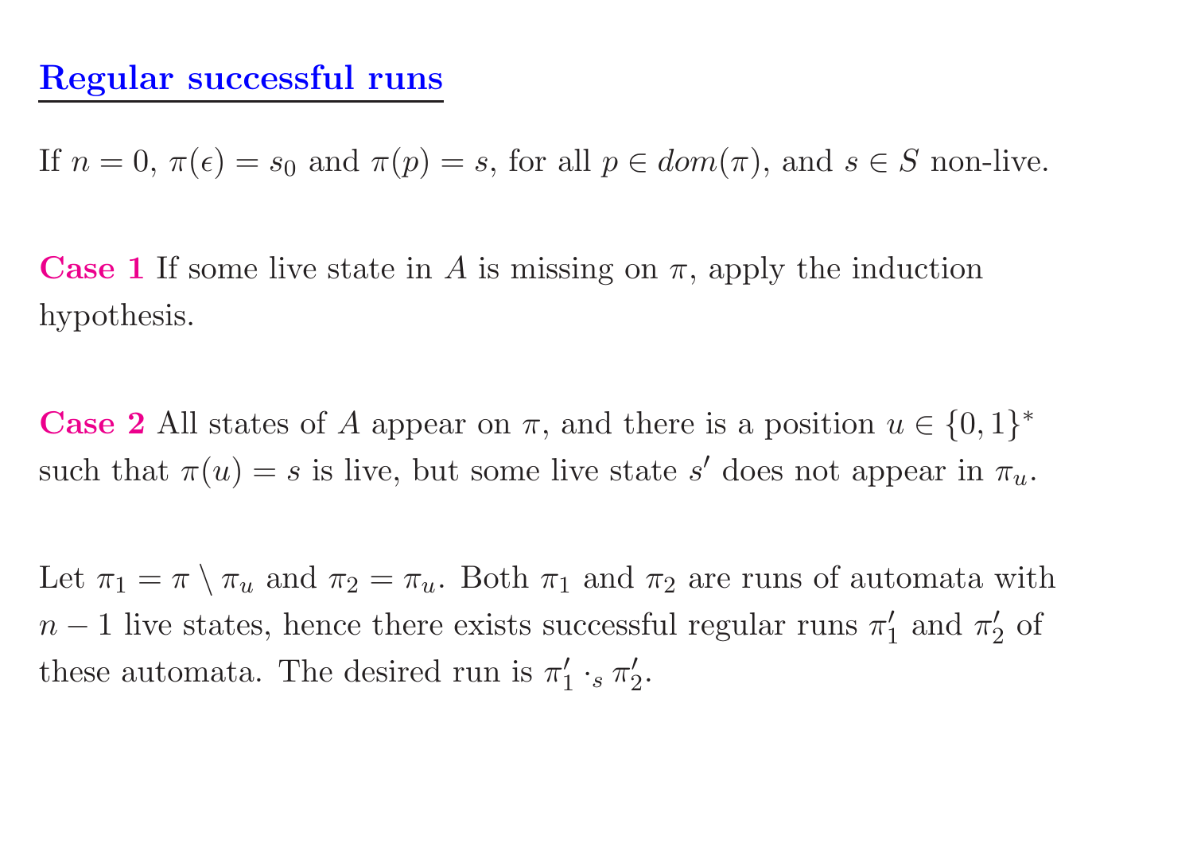## Regular successful runs

If $n = 0$, $\pi(\epsilon) = s_0$ and $\pi(p) = s$, for all $p \in dom(\pi)$, and $s \in S$ non-live.

**Case 1** If some live state in $A$ is missing on $\pi$, apply the induction hypothesis.

**Case 2** All states of $A$ appear on $\pi$, and there is a position $u \in \{0, 1\}^*$ such that $\pi(u) = s$ is live, but some live state $s'$ does not appear in $\pi_u$.

Let $\pi_1 = \pi \setminus \pi_u$ and $\pi_2 = \pi_u$. Both $\pi_1$ and $\pi_2$ are runs of automata with $n - 1$ live states, hence there exists successful regular runs $\pi'_1$ and $\pi'_2$ of these automata. The desired run is $\pi'_1 \cdot_s \pi'_2$.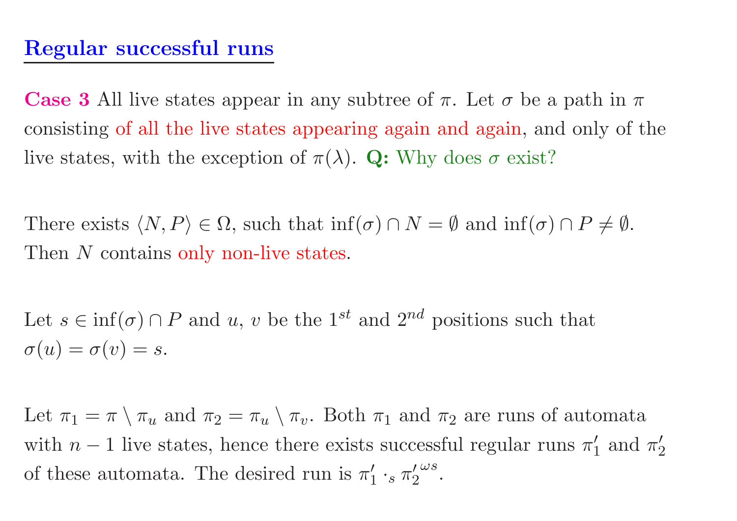## Regular successful runs

**Case 3** All live states appear in any subtree of $\pi$. Let $\sigma$ be a path in $\pi$ consisting of all the live states appearing again and again, and only of the live states, with the exception of $\pi(\lambda)$. **Q:** Why does $\sigma$ exist?

There exists $\langle N, P \rangle \in \Omega$, such that $\inf(\sigma) \cap N = \emptyset$ and $\inf(\sigma) \cap P \neq \emptyset$. Then $N$ contains only non-live states.

Let $s \in \inf(\sigma) \cap P$ and $u$, $v$ be the $1^{st}$ and $2^{nd}$ positions such that $\sigma(u) = \sigma(v) = s$.

Let $\pi_1 = \pi \setminus \pi_u$ and $\pi_2 = \pi_u \setminus \pi_v$. Both $\pi_1$ and $\pi_2$ are runs of automata with $n-1$ live states, hence there exists successful regular runs $\pi_1'$ and $\pi_2'$ of these automata. The desired run is $\pi_1' \cdot_s {\pi_2'}^{\omega s}$.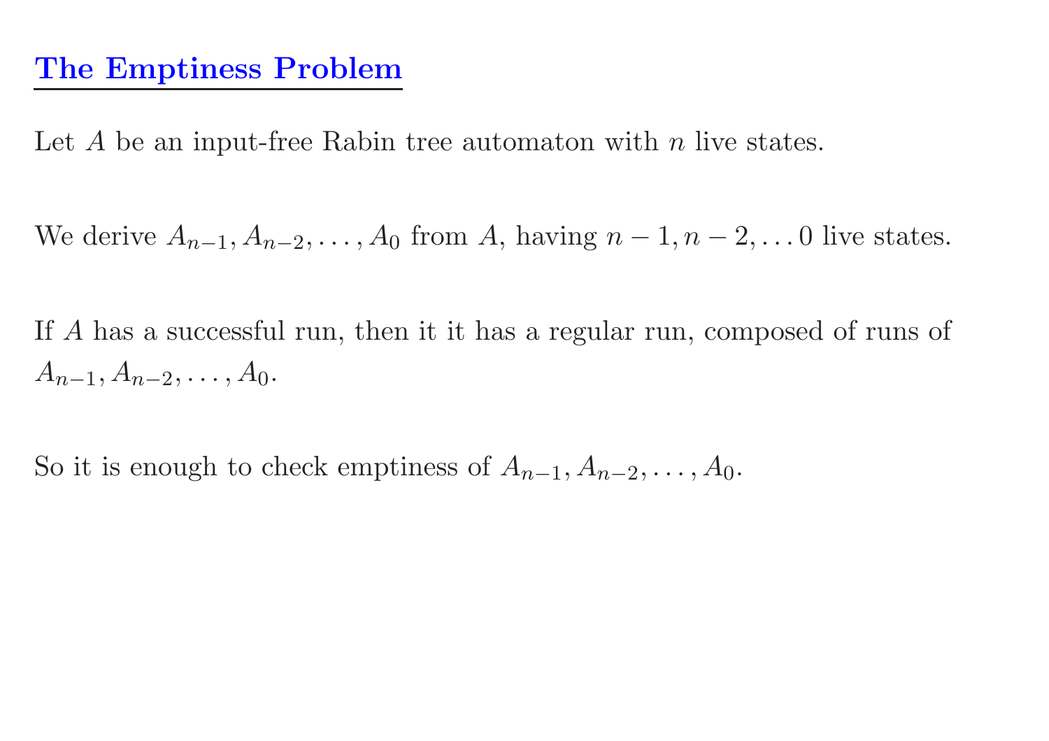# The Emptiness Problem

Let $A$ be an input-free Rabin tree automaton with $n$ live states.

We derive $A_{n-1}, A_{n-2}, \ldots, A_0$ from $A$, having $n-1, n-2, \ldots 0$ live states.

If $A$ has a successful run, then it it has a regular run, composed of runs of $A_{n-1}, A_{n-2}, \ldots, A_0$.

So it is enough to check emptiness of $A_{n-1}, A_{n-2}, \ldots, A_0$.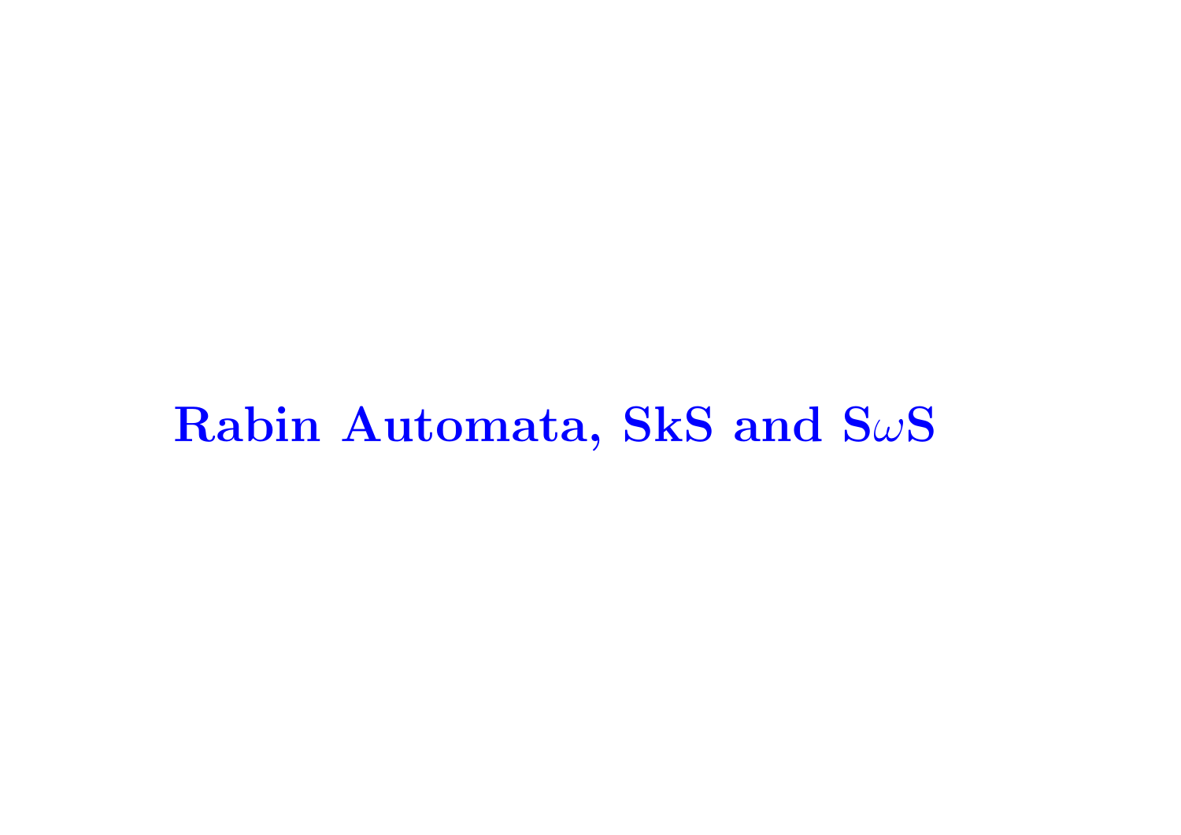# Rabin Automata, SkS and S$\omega$S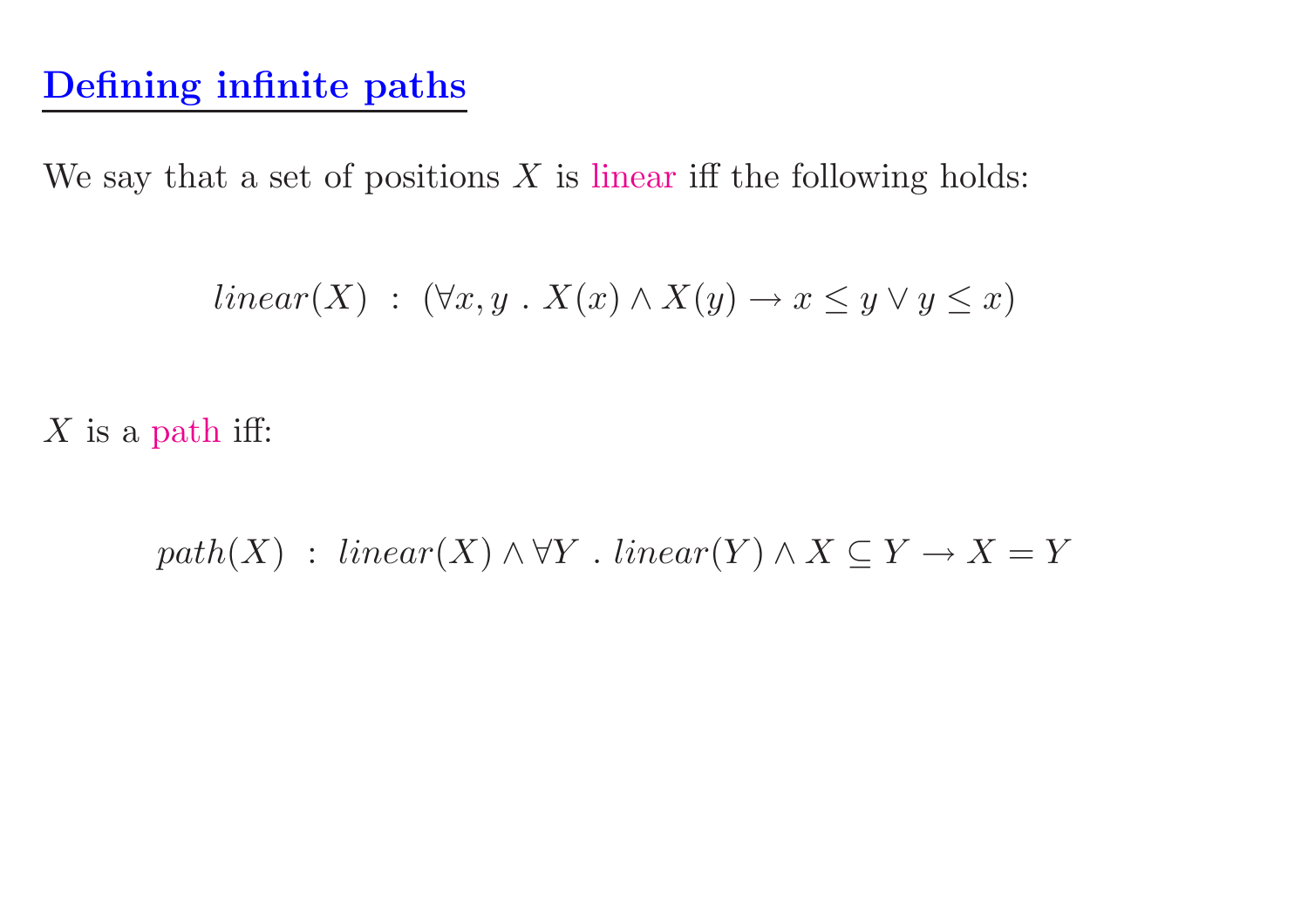## Defining infinite paths

We say that a set of positions $X$ is linear iff the following holds:

$$linear(X) \ : \ (\forall x, y \ . \ X(x) \wedge X(y) \rightarrow x \leq y \vee y \leq x)$$

$X$ is a path iff:

$$path(X) \ : \ linear(X) \wedge \forall Y \ . \ linear(Y) \wedge X \subseteq Y \rightarrow X = Y$$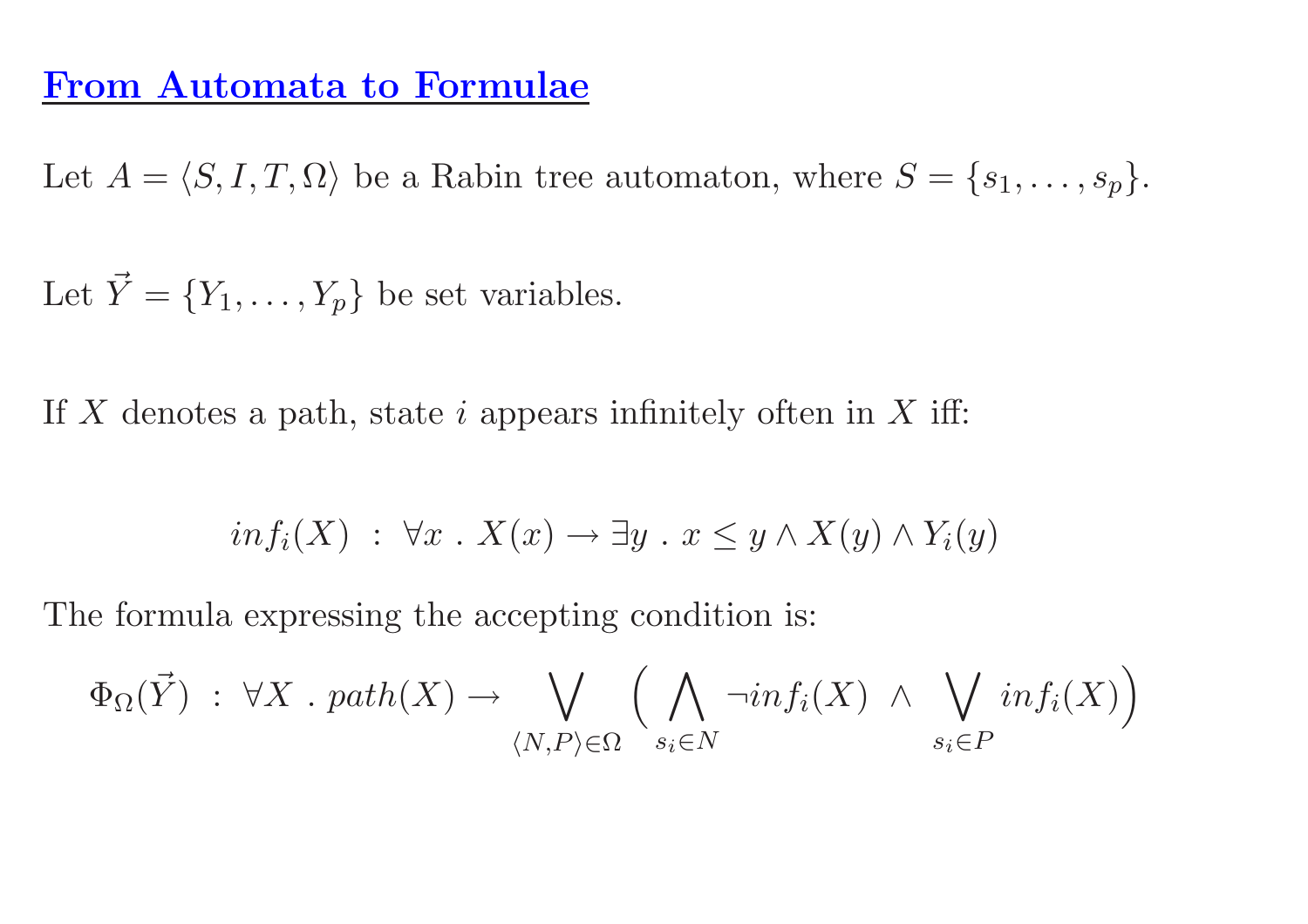# From Automata to Formulae

Let $A = \langle S, I, T, \Omega \rangle$ be a Rabin tree automaton, where $S = \{s_1, \ldots, s_p\}$.

Let $\vec{Y} = \{Y_1, \ldots, Y_p\}$ be set variables.

If $X$ denotes a path, state $i$ appears infinitely often in $X$ iff:

$$inf_i(X) \ : \ \forall x \ . \ X(x) \rightarrow \exists y \ . \ x \leq y \wedge X(y) \wedge Y_i(y)$$

The formula expressing the accepting condition is:

$$\Phi_\Omega(\vec{Y}) \ : \ \forall X \ . \ path(X) \rightarrow \bigvee_{\langle N, P \rangle \in \Omega} \Big( \bigwedge_{s_i \in N} \neg inf_i(X) \ \wedge \ \bigvee_{s_i \in P} inf_i(X) \Big)$$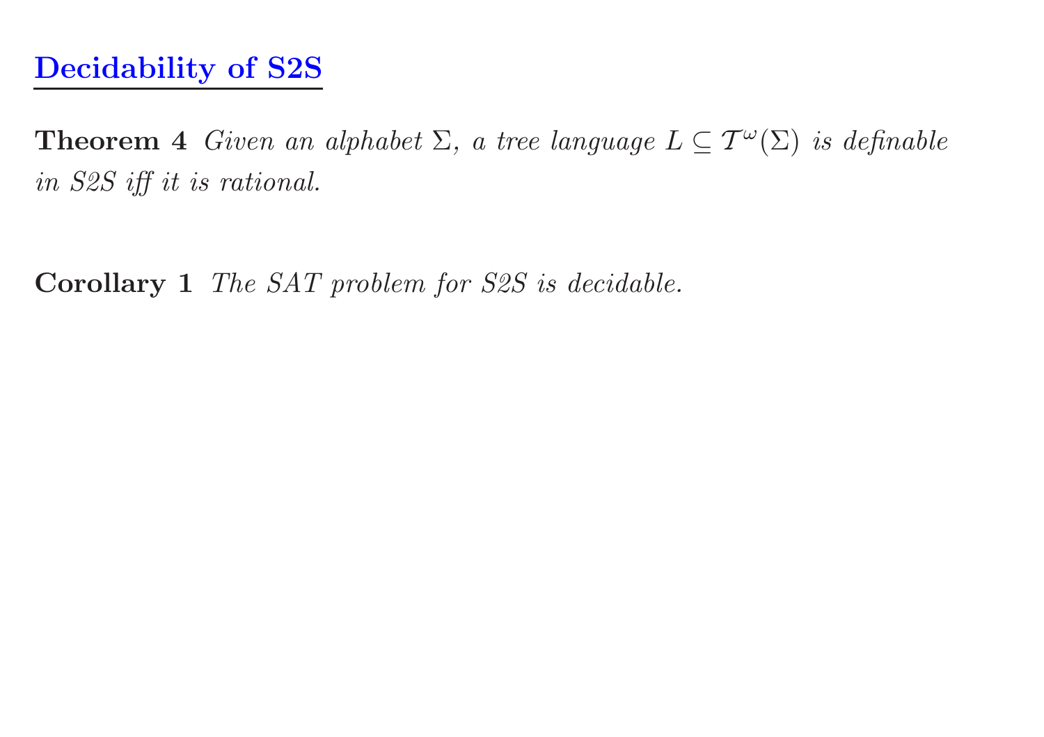# Decidability of S2S

**Theorem 4** *Given an alphabet $\Sigma$, a tree language $L \subseteq \mathcal{T}^\omega(\Sigma)$ is definable in S2S iff it is rational.*

**Corollary 1** *The SAT problem for S2S is decidable.*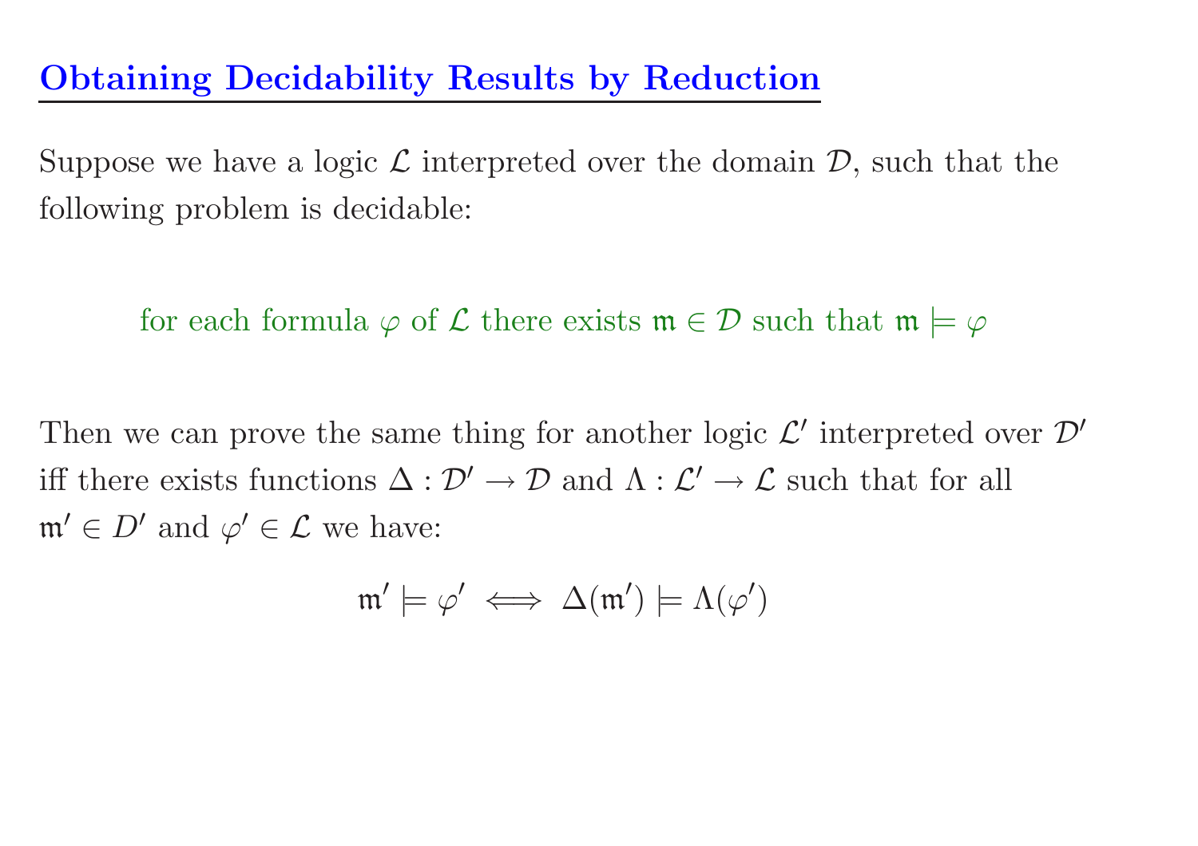# Obtaining Decidability Results by Reduction

Suppose we have a logic $\mathcal{L}$ interpreted over the domain $\mathcal{D}$, such that the following problem is decidable:

for each formula $\varphi$ of $\mathcal{L}$ there exists $\mathfrak{m} \in \mathcal{D}$ such that $\mathfrak{m} \models \varphi$

Then we can prove the same thing for another logic $\mathcal{L}'$ interpreted over $\mathcal{D}'$ iff there exists functions $\Delta : \mathcal{D}' \to \mathcal{D}$ and $\Lambda : \mathcal{L}' \to \mathcal{L}$ such that for all $\mathfrak{m}' \in D'$ and $\varphi' \in \mathcal{L}$ we have:

$$\mathfrak{m}' \models \varphi' \iff \Delta(\mathfrak{m}') \models \Lambda(\varphi')$$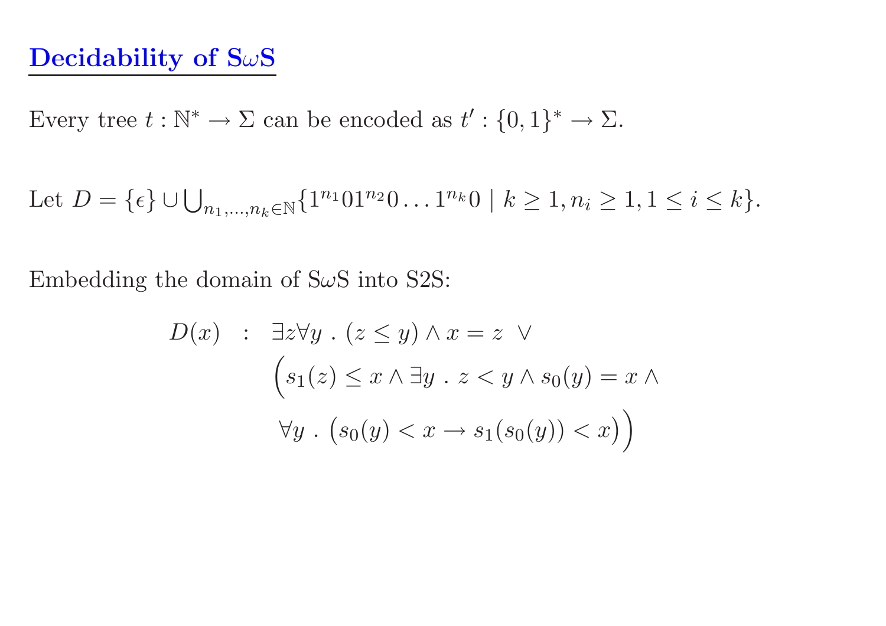## Decidability of S$\omega$S

Every tree $t : \mathbb{N}^* \to \Sigma$ can be encoded as $t' : \{0,1\}^* \to \Sigma$.

Let $D = \{\epsilon\} \cup \bigcup_{n_1,\ldots,n_k \in \mathbb{N}} \{1^{n_1}01^{n_2}0 \ldots 1^{n_k}0 \mid k \geq 1, n_i \geq 1, 1 \leq i \leq k\}$.

Embedding the domain of S$\omega$S into S2S:

$$
\begin{aligned}
D(x) \quad : \quad & \exists z \forall y \,.\, (z \leq y) \wedge x = z \;\vee \\
& \Big( s_1(z) \leq x \wedge \exists y \,.\, z < y \wedge s_0(y) = x \wedge \\
& \forall y \,.\, \big( s_0(y) < x \to s_1(s_0(y)) < x \big) \Big)
\end{aligned}
$$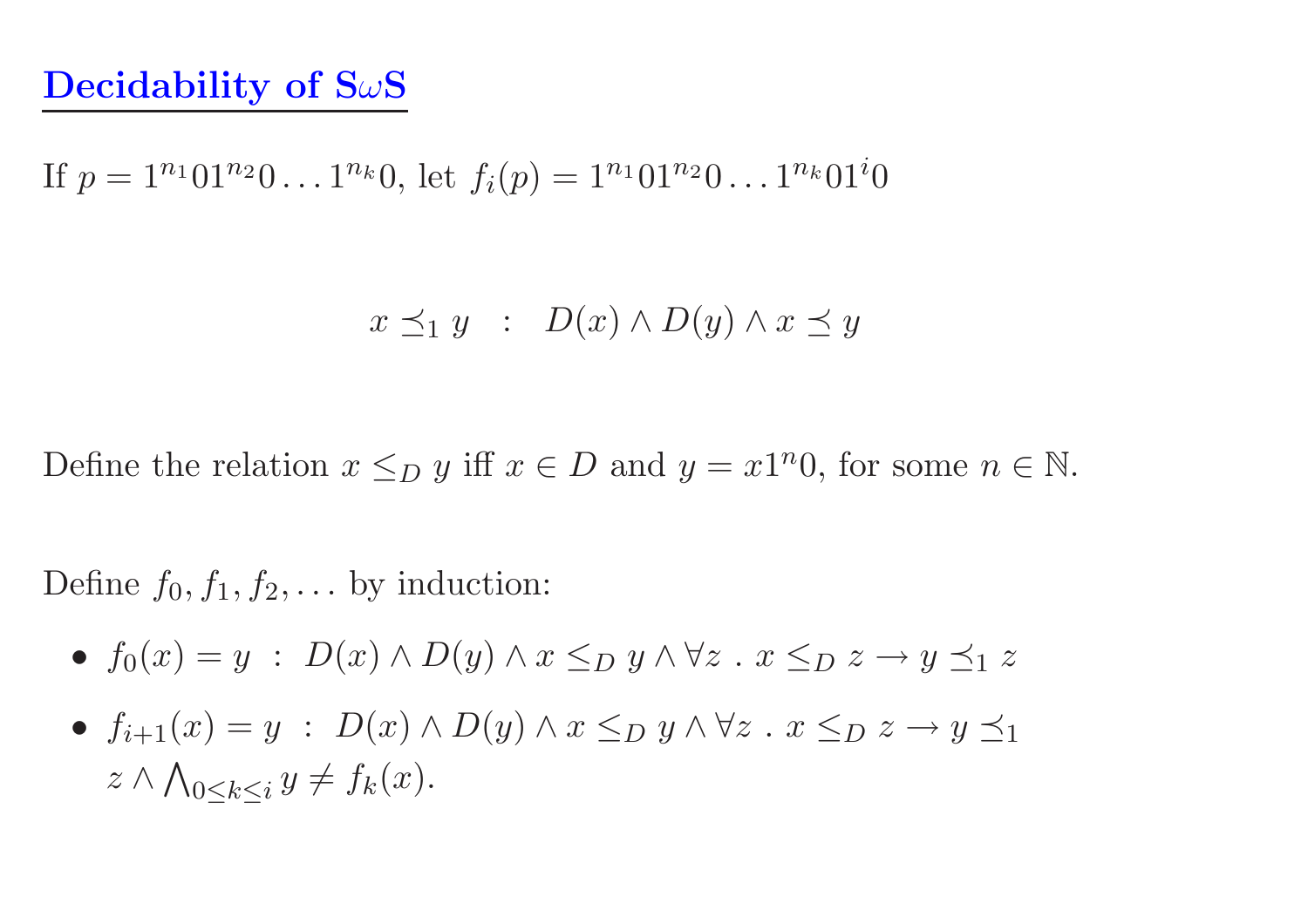## Decidability of S$\omega$S

If $p = 1^{n_1}01^{n_2}0 \ldots 1^{n_k}0$, let $f_i(p) = 1^{n_1}01^{n_2}0 \ldots 1^{n_k}01^i0$

$$x \preceq_1 y \quad : \quad D(x) \wedge D(y) \wedge x \preceq y$$

Define the relation $x \leq_D y$ iff $x \in D$ and $y = x1^n0$, for some $n \in \mathbb{N}$.

Define $f_0, f_1, f_2, \ldots$ by induction:

- $f_0(x) = y \;:\; D(x) \wedge D(y) \wedge x \leq_D y \wedge \forall z \,.\, x \leq_D z \rightarrow y \preceq_1 z$
- $f_{i+1}(x) = y \;:\; D(x) \wedge D(y) \wedge x \leq_D y \wedge \forall z \,.\, x \leq_D z \rightarrow y \preceq_1 z \wedge \bigwedge_{0 \leq k \leq i} y \neq f_k(x)$.